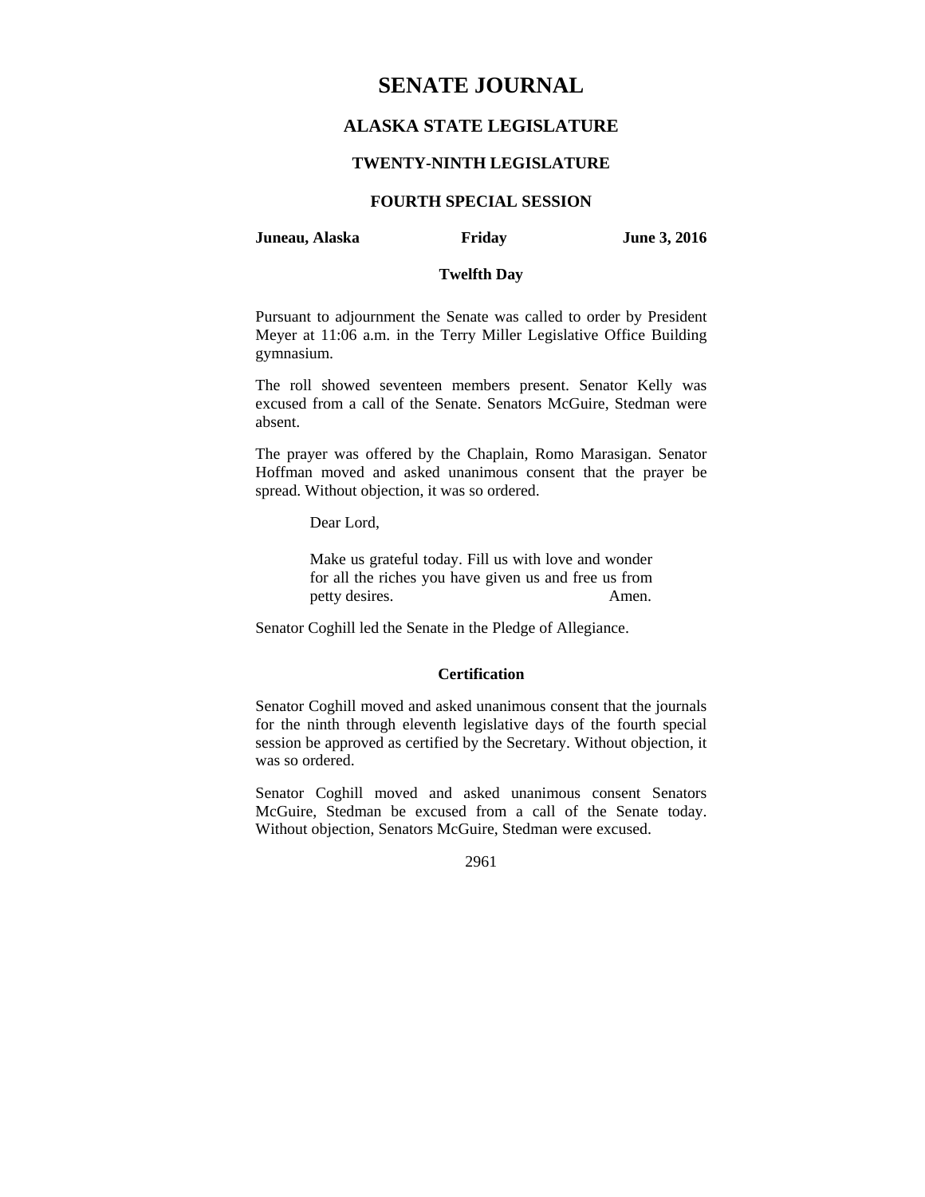# SENATE JOURNAL

## ALASKA STATE LEGISLATURE

### TWENTY-NINTH LEGISLATURE

### FOURTH SPECIAL SESSION

**Juneau, Alaska** **Friday** **June 3, 2016**

**Twelfth Day**

Pursuant to adjournment the Senate was called to order by President Meyer at 11:06 a.m. in the Terry Miller Legislative Office Building gymnasium.

The roll showed seventeen members present. Senator Kelly was excused from a call of the Senate. Senators McGuire, Stedman were absent.

The prayer was offered by the Chaplain, Romo Marasigan. Senator Hoffman moved and asked unanimous consent that the prayer be spread. Without objection, it was so ordered.

> Dear Lord,
>
> Make us grateful today. Fill us with love and wonder for all the riches you have given us and free us from petty desires. Amen.

Senator Coghill led the Senate in the Pledge of Allegiance.

**Certification**

Senator Coghill moved and asked unanimous consent that the journals for the ninth through eleventh legislative days of the fourth special session be approved as certified by the Secretary. Without objection, it was so ordered.

Senator Coghill moved and asked unanimous consent Senators McGuire, Stedman be excused from a call of the Senate today. Without objection, Senators McGuire, Stedman were excused.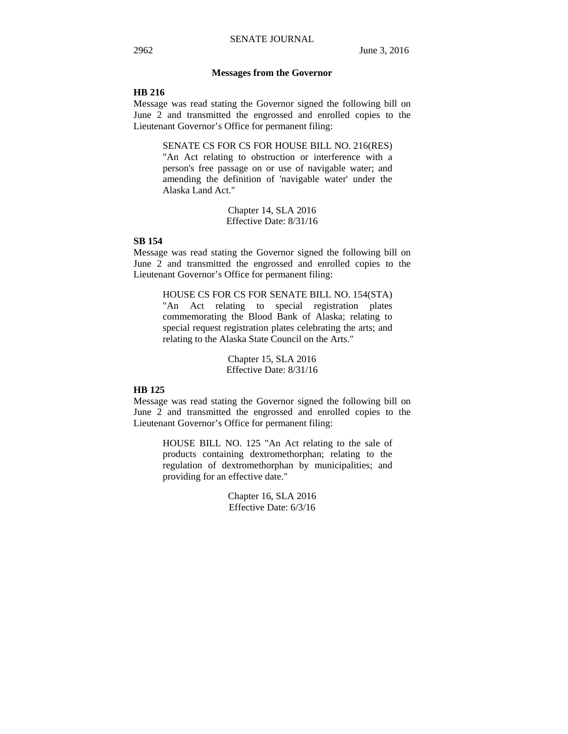## Messages from the Governor

**HB 216**

Message was read stating the Governor signed the following bill on June 2 and transmitted the engrossed and enrolled copies to the Lieutenant Governor's Office for permanent filing:

> SENATE CS FOR CS FOR HOUSE BILL NO. 216(RES) "An Act relating to obstruction or interference with a person's free passage on or use of navigable water; and amending the definition of 'navigable water' under the Alaska Land Act."
>
> Chapter 14, SLA 2016
> Effective Date: 8/31/16

**SB 154**

Message was read stating the Governor signed the following bill on June 2 and transmitted the engrossed and enrolled copies to the Lieutenant Governor's Office for permanent filing:

> HOUSE CS FOR CS FOR SENATE BILL NO. 154(STA) "An Act relating to special registration plates commemorating the Blood Bank of Alaska; relating to special request registration plates celebrating the arts; and relating to the Alaska State Council on the Arts."
>
> Chapter 15, SLA 2016
> Effective Date: 8/31/16

**HB 125**

Message was read stating the Governor signed the following bill on June 2 and transmitted the engrossed and enrolled copies to the Lieutenant Governor's Office for permanent filing:

> HOUSE BILL NO. 125 "An Act relating to the sale of products containing dextromethorphan; relating to the regulation of dextromethorphan by municipalities; and providing for an effective date."
>
> Chapter 16, SLA 2016
> Effective Date: 6/3/16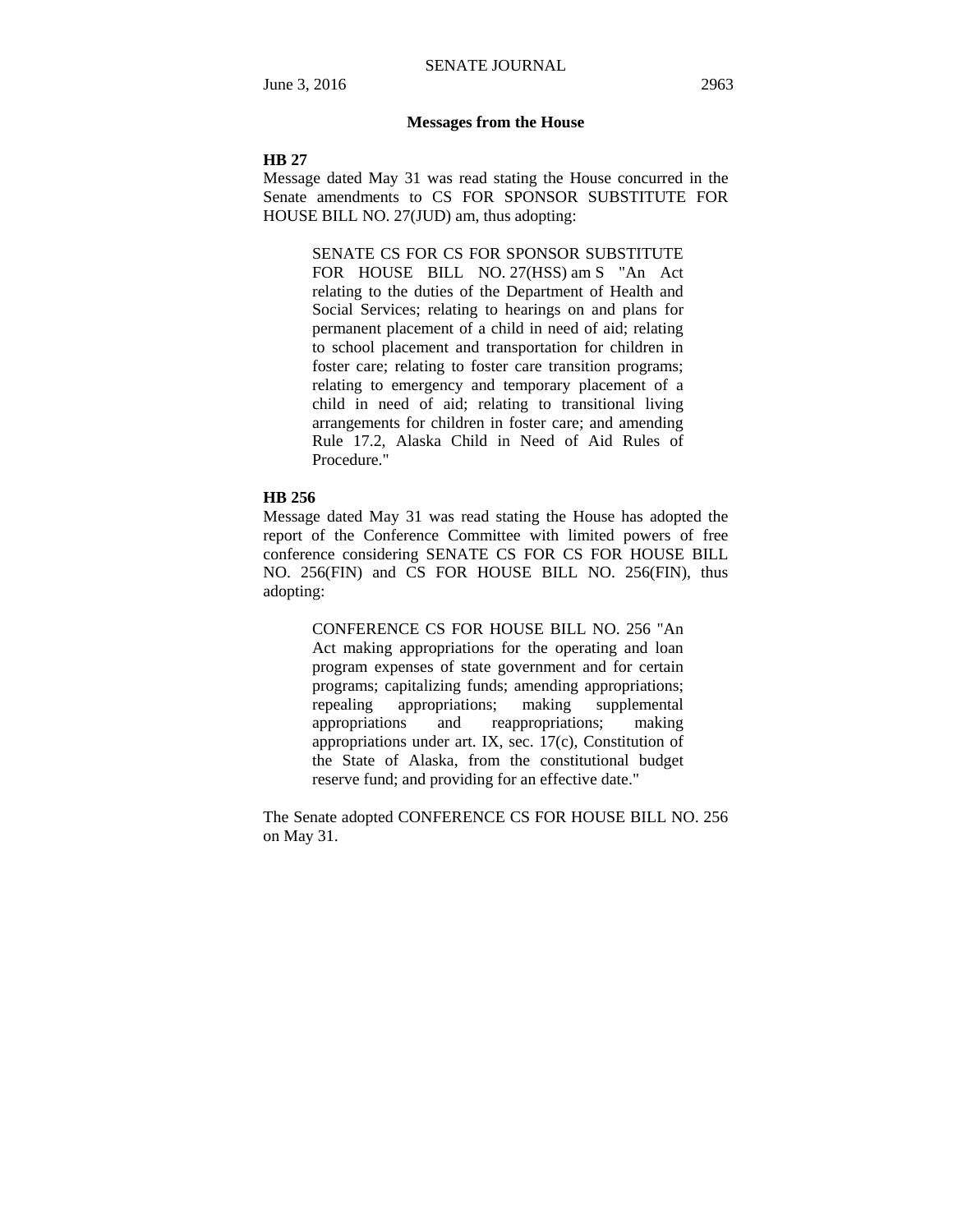## Messages from the House

**HB 27**

Message dated May 31 was read stating the House concurred in the Senate amendments to CS FOR SPONSOR SUBSTITUTE FOR HOUSE BILL NO. 27(JUD) am, thus adopting:

> SENATE CS FOR CS FOR SPONSOR SUBSTITUTE FOR HOUSE BILL NO. 27(HSS) am S "An Act relating to the duties of the Department of Health and Social Services; relating to hearings on and plans for permanent placement of a child in need of aid; relating to school placement and transportation for children in foster care; relating to foster care transition programs; relating to emergency and temporary placement of a child in need of aid; relating to transitional living arrangements for children in foster care; and amending Rule 17.2, Alaska Child in Need of Aid Rules of Procedure."

**HB 256**

Message dated May 31 was read stating the House has adopted the report of the Conference Committee with limited powers of free conference considering SENATE CS FOR CS FOR HOUSE BILL NO. 256(FIN) and CS FOR HOUSE BILL NO. 256(FIN), thus adopting:

> CONFERENCE CS FOR HOUSE BILL NO. 256 "An Act making appropriations for the operating and loan program expenses of state government and for certain programs; capitalizing funds; amending appropriations; repealing appropriations; making supplemental appropriations and reappropriations; making appropriations under art. IX, sec. 17(c), Constitution of the State of Alaska, from the constitutional budget reserve fund; and providing for an effective date."

The Senate adopted CONFERENCE CS FOR HOUSE BILL NO. 256 on May 31.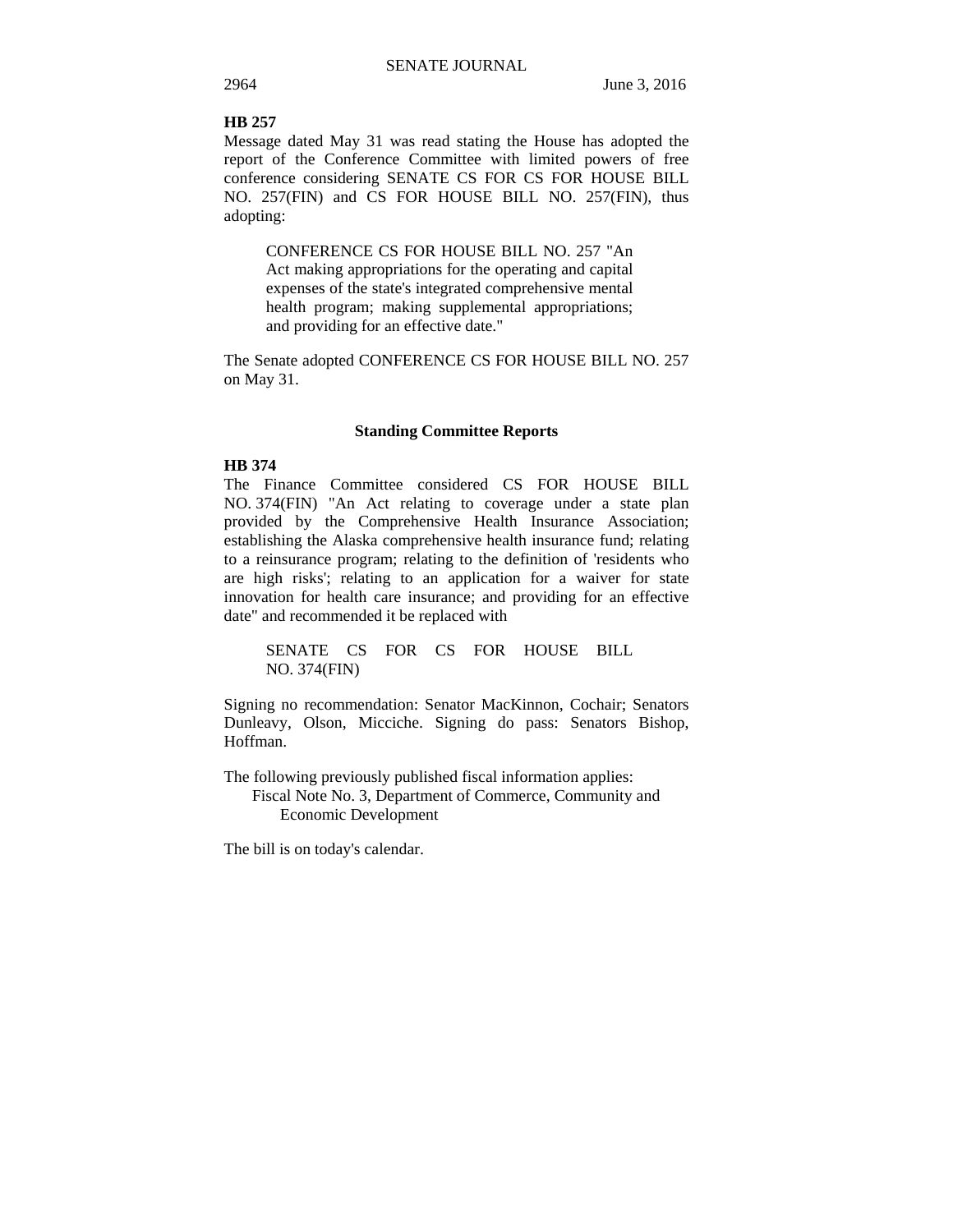**HB 257**

Message dated May 31 was read stating the House has adopted the report of the Conference Committee with limited powers of free conference considering SENATE CS FOR CS FOR HOUSE BILL NO. 257(FIN) and CS FOR HOUSE BILL NO. 257(FIN), thus adopting:

> CONFERENCE CS FOR HOUSE BILL NO. 257 "An Act making appropriations for the operating and capital expenses of the state's integrated comprehensive mental health program; making supplemental appropriations; and providing for an effective date."

The Senate adopted CONFERENCE CS FOR HOUSE BILL NO. 257 on May 31.

## Standing Committee Reports

**HB 374**

The Finance Committee considered CS FOR HOUSE BILL NO. 374(FIN) "An Act relating to coverage under a state plan provided by the Comprehensive Health Insurance Association; establishing the Alaska comprehensive health insurance fund; relating to a reinsurance program; relating to the definition of 'residents who are high risks'; relating to an application for a waiver for state innovation for health care insurance; and providing for an effective date" and recommended it be replaced with

> SENATE CS FOR CS FOR HOUSE BILL NO. 374(FIN)

Signing no recommendation: Senator MacKinnon, Cochair; Senators Dunleavy, Olson, Micciche. Signing do pass: Senators Bishop, Hoffman.

The following previously published fiscal information applies:

Fiscal Note No. 3, Department of Commerce, Community and Economic Development

The bill is on today's calendar.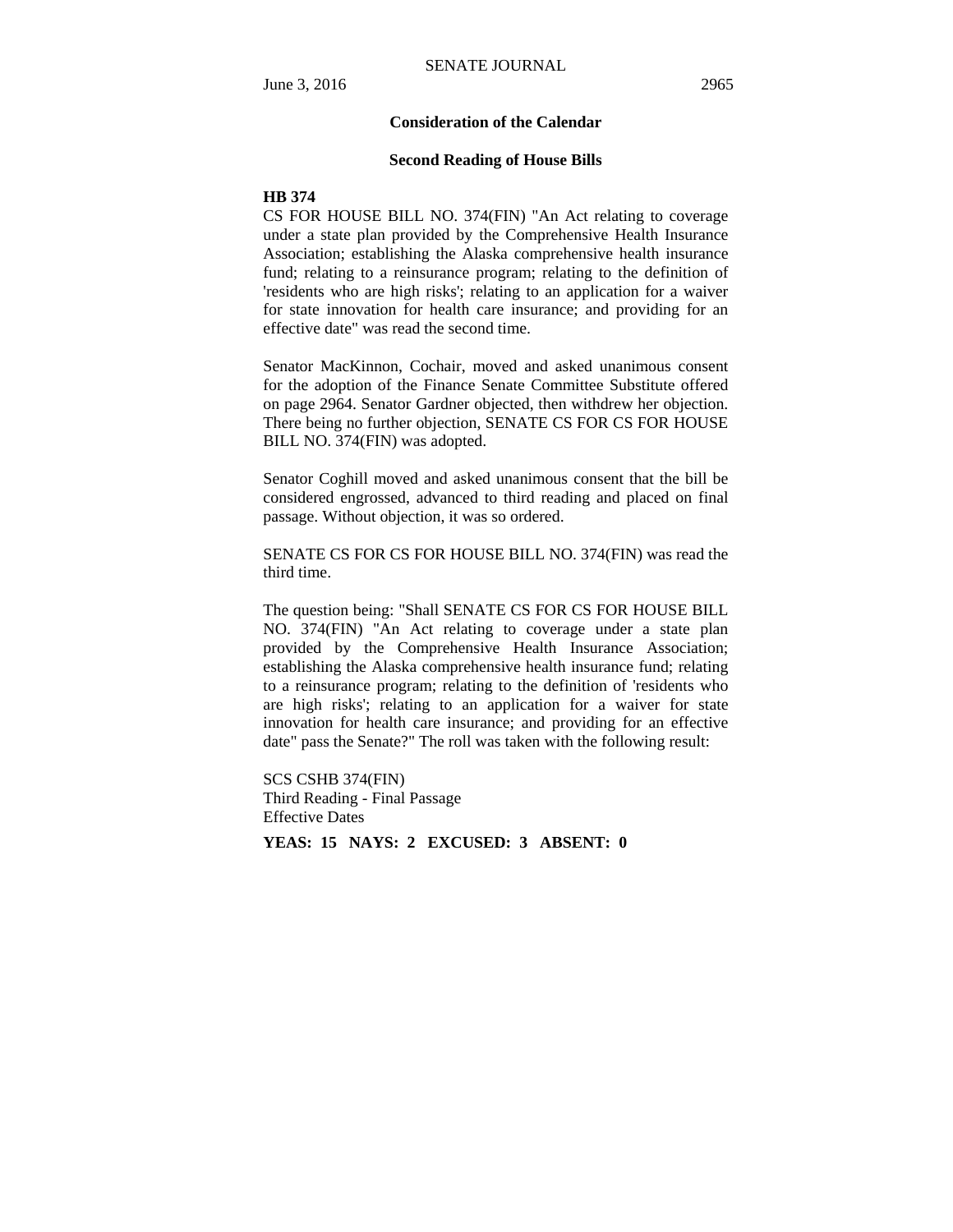## Consideration of the Calendar

### Second Reading of House Bills

**HB 374**

CS FOR HOUSE BILL NO. 374(FIN) "An Act relating to coverage under a state plan provided by the Comprehensive Health Insurance Association; establishing the Alaska comprehensive health insurance fund; relating to a reinsurance program; relating to the definition of 'residents who are high risks'; relating to an application for a waiver for state innovation for health care insurance; and providing for an effective date" was read the second time.

Senator MacKinnon, Cochair, moved and asked unanimous consent for the adoption of the Finance Senate Committee Substitute offered on page 2964. Senator Gardner objected, then withdrew her objection. There being no further objection, SENATE CS FOR CS FOR HOUSE BILL NO. 374(FIN) was adopted.

Senator Coghill moved and asked unanimous consent that the bill be considered engrossed, advanced to third reading and placed on final passage. Without objection, it was so ordered.

SENATE CS FOR CS FOR HOUSE BILL NO. 374(FIN) was read the third time.

The question being: "Shall SENATE CS FOR CS FOR HOUSE BILL NO. 374(FIN) "An Act relating to coverage under a state plan provided by the Comprehensive Health Insurance Association; establishing the Alaska comprehensive health insurance fund; relating to a reinsurance program; relating to the definition of 'residents who are high risks'; relating to an application for a waiver for state innovation for health care insurance; and providing for an effective date" pass the Senate?" The roll was taken with the following result:

SCS CSHB 374(FIN)
Third Reading - Final Passage
Effective Dates

**YEAS: 15 NAYS: 2 EXCUSED: 3 ABSENT: 0**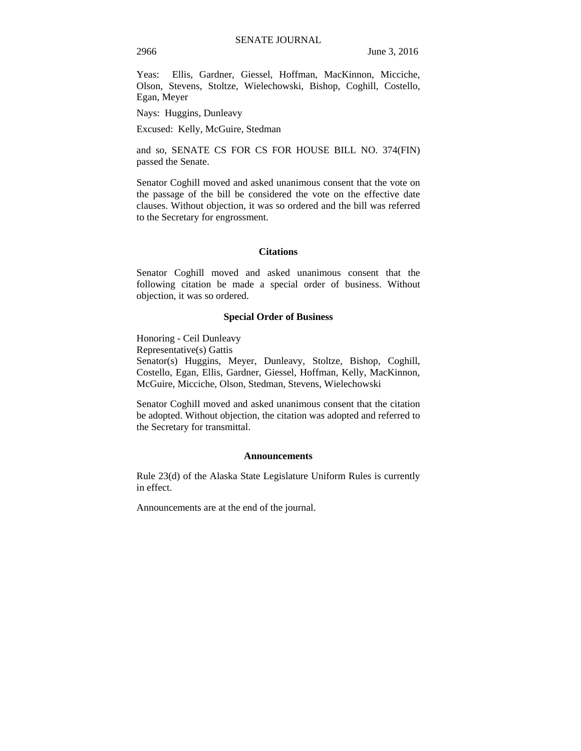Yeas: Ellis, Gardner, Giessel, Hoffman, MacKinnon, Micciche, Olson, Stevens, Stoltze, Wielechowski, Bishop, Coghill, Costello, Egan, Meyer

Nays: Huggins, Dunleavy

Excused: Kelly, McGuire, Stedman

and so, SENATE CS FOR CS FOR HOUSE BILL NO. 374(FIN) passed the Senate.

Senator Coghill moved and asked unanimous consent that the vote on the passage of the bill be considered the vote on the effective date clauses. Without objection, it was so ordered and the bill was referred to the Secretary for engrossment.

## Citations

Senator Coghill moved and asked unanimous consent that the following citation be made a special order of business. Without objection, it was so ordered.

## Special Order of Business

Honoring - Ceil Dunleavy
Representative(s) Gattis
Senator(s) Huggins, Meyer, Dunleavy, Stoltze, Bishop, Coghill, Costello, Egan, Ellis, Gardner, Giessel, Hoffman, Kelly, MacKinnon, McGuire, Micciche, Olson, Stedman, Stevens, Wielechowski

Senator Coghill moved and asked unanimous consent that the citation be adopted. Without objection, the citation was adopted and referred to the Secretary for transmittal.

## Announcements

Rule 23(d) of the Alaska State Legislature Uniform Rules is currently in effect.

Announcements are at the end of the journal.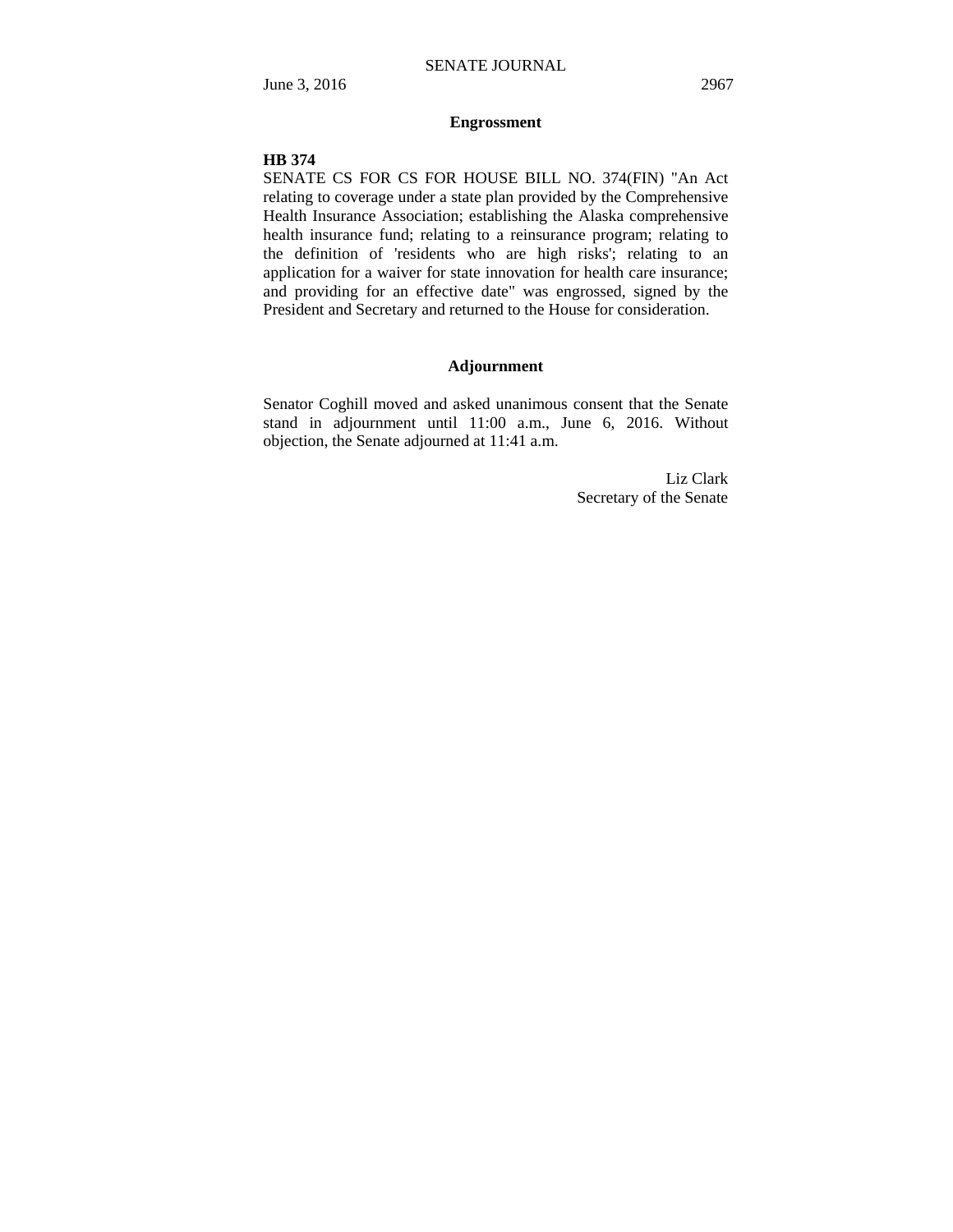## Engrossment

**HB 374**

SENATE CS FOR CS FOR HOUSE BILL NO. 374(FIN) "An Act relating to coverage under a state plan provided by the Comprehensive Health Insurance Association; establishing the Alaska comprehensive health insurance fund; relating to a reinsurance program; relating to the definition of 'residents who are high risks'; relating to an application for a waiver for state innovation for health care insurance; and providing for an effective date" was engrossed, signed by the President and Secretary and returned to the House for consideration.

## Adjournment

Senator Coghill moved and asked unanimous consent that the Senate stand in adjournment until 11:00 a.m., June 6, 2016. Without objection, the Senate adjourned at 11:41 a.m.

Liz Clark
Secretary of the Senate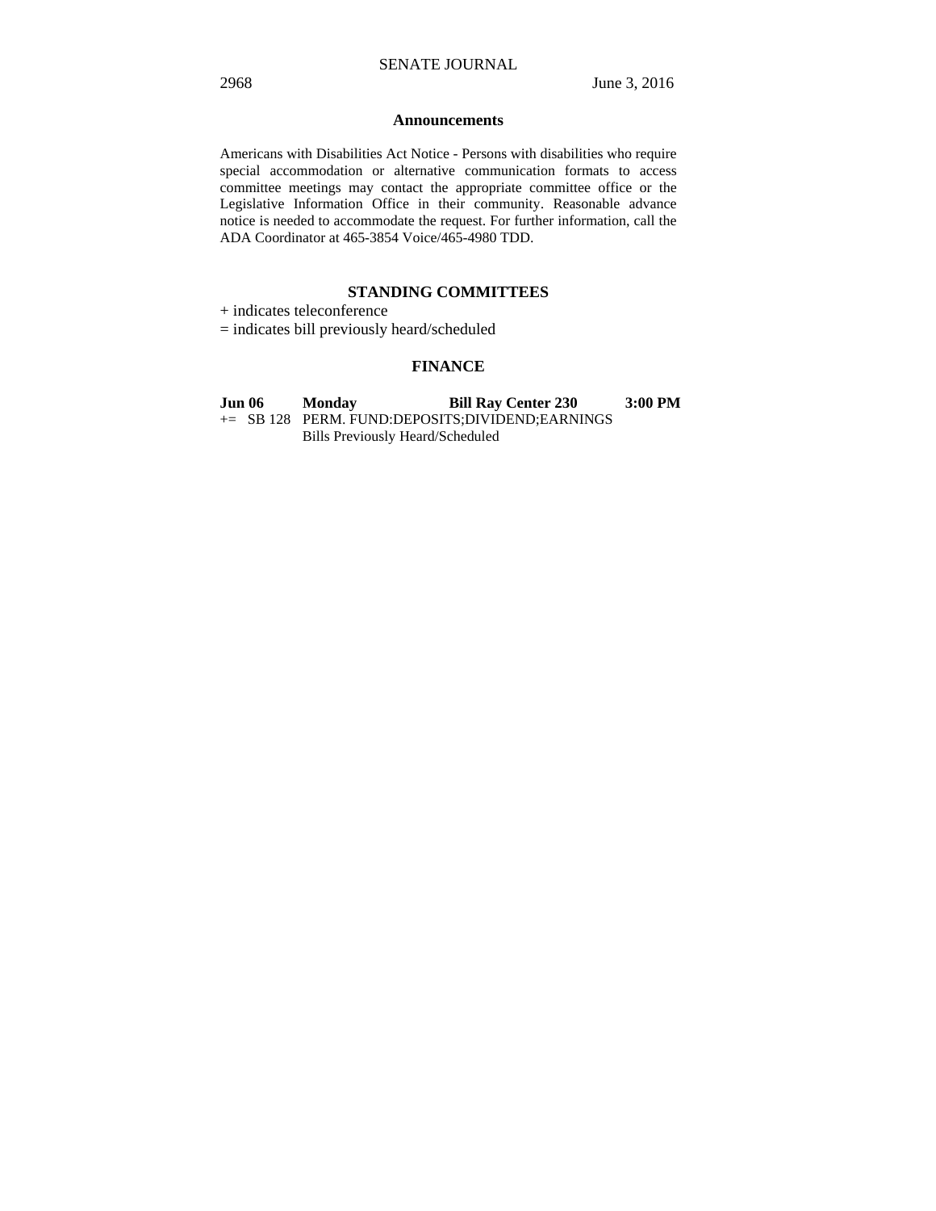### Announcements

Americans with Disabilities Act Notice - Persons with disabilities who require special accommodation or alternative communication formats to access committee meetings may contact the appropriate committee office or the Legislative Information Office in their community. Reasonable advance notice is needed to accommodate the request. For further information, call the ADA Coordinator at 465-3854 Voice/465-4980 TDD.

## STANDING COMMITTEES

+ indicates teleconference
= indicates bill previously heard/scheduled

### FINANCE

**Jun 06 Monday Bill Ray Center 230 3:00 PM**

+= SB 128 PERM. FUND:DEPOSITS;DIVIDEND;EARNINGS
Bills Previously Heard/Scheduled